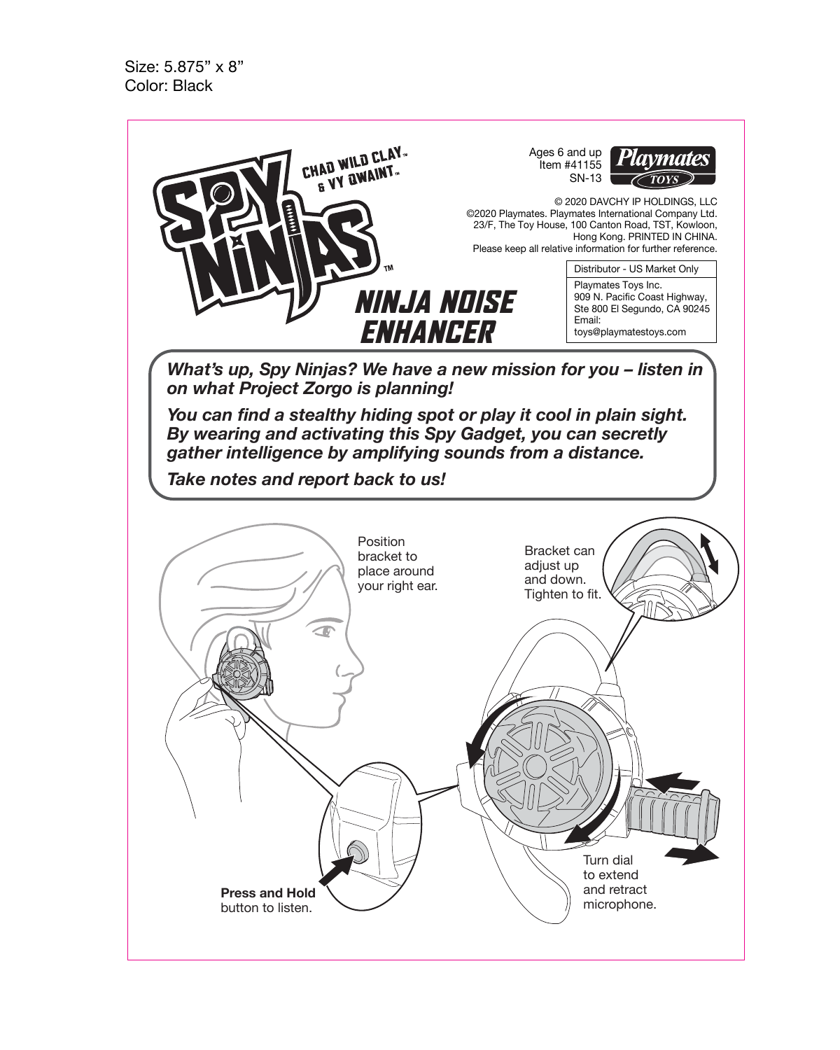Size: 5.875" x 8"
Color: Black

# SPY NINJAS™

CHAD WILD CLAY™ & VY QWAINT™

Ages 6 and up
Item #41155
SN-13

Playmates TOYS

© 2020 DAVCHY IP HOLDINGS, LLC
©2020 Playmates. Playmates International Company Ltd. 23/F, The Toy House, 100 Canton Road, TST, Kowloon, Hong Kong. PRINTED IN CHINA.
Please keep all relative information for further reference.

| Distributor - US Market Only |
| --- |
| Playmates Toys Inc. 909 N. Pacific Coast Highway, Ste 800 El Segundo, CA 90245 Email: toys@playmatestoys.com |

## NINJA NOISE ENHANCER

***What's up, Spy Ninjas? We have a new mission for you – listen in on what Project Zorgo is planning!***

***You can find a stealthy hiding spot or play it cool in plain sight. By wearing and activating this Spy Gadget, you can secretly gather intelligence by amplifying sounds from a distance.***

***Take notes and report back to us!***

Position bracket to place around your right ear.

Bracket can adjust up and down. Tighten to fit.

**Press and Hold** button to listen.

Turn dial to extend and retract microphone.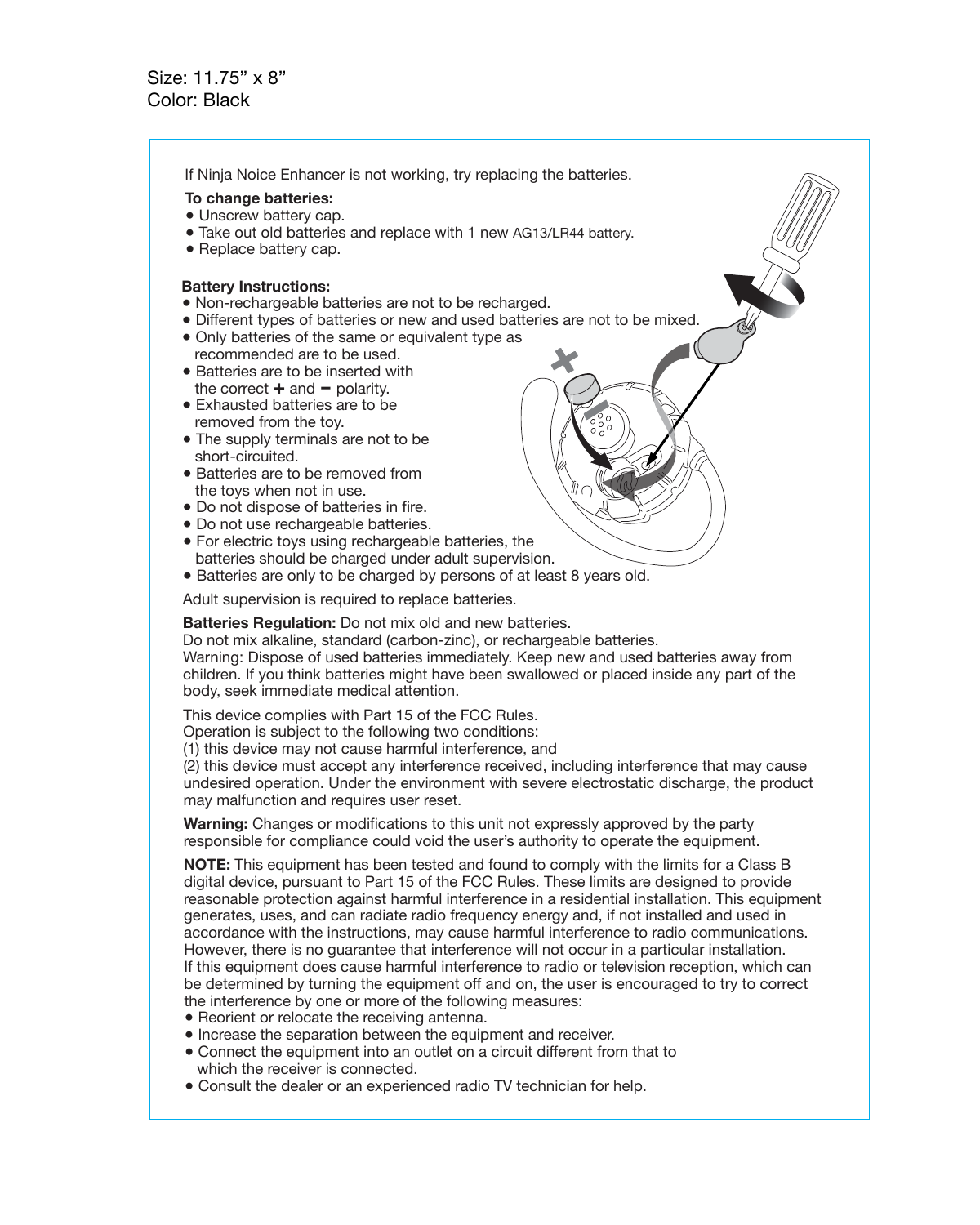Size: 11.75" x 8"
Color: Black

If Ninja Noice Enhancer is not working, try replacing the batteries.

**To change batteries:**

- Unscrew battery cap.
- Take out old batteries and replace with 1 new AG13/LR44 battery.
- Replace battery cap.

**Battery Instructions:**

- Non-rechargeable batteries are not to be recharged.
- Different types of batteries or new and used batteries are not to be mixed.
- Only batteries of the same or equivalent type as recommended are to be used.
- Batteries are to be inserted with the correct **+** and **−** polarity.
- Exhausted batteries are to be removed from the toy.
- The supply terminals are not to be short-circuited.
- Batteries are to be removed from the toys when not in use.
- Do not dispose of batteries in fire.
- Do not use rechargeable batteries.
- For electric toys using rechargeable batteries, the batteries should be charged under adult supervision.
- Batteries are only to be charged by persons of at least 8 years old.

Adult supervision is required to replace batteries.

**Batteries Regulation:** Do not mix old and new batteries.
Do not mix alkaline, standard (carbon-zinc), or rechargeable batteries.
Warning: Dispose of used batteries immediately. Keep new and used batteries away from children. If you think batteries might have been swallowed or placed inside any part of the body, seek immediate medical attention.

This device complies with Part 15 of the FCC Rules.
Operation is subject to the following two conditions:
(1) this device may not cause harmful interference, and
(2) this device must accept any interference received, including interference that may cause undesired operation. Under the environment with severe electrostatic discharge, the product may malfunction and requires user reset.

**Warning:** Changes or modifications to this unit not expressly approved by the party responsible for compliance could void the user's authority to operate the equipment.

**NOTE:** This equipment has been tested and found to comply with the limits for a Class B digital device, pursuant to Part 15 of the FCC Rules. These limits are designed to provide reasonable protection against harmful interference in a residential installation. This equipment generates, uses, and can radiate radio frequency energy and, if not installed and used in accordance with the instructions, may cause harmful interference to radio communications. However, there is no guarantee that interference will not occur in a particular installation. If this equipment does cause harmful interference to radio or television reception, which can be determined by turning the equipment off and on, the user is encouraged to try to correct the interference by one or more of the following measures:

- Reorient or relocate the receiving antenna.
- Increase the separation between the equipment and receiver.
- Connect the equipment into an outlet on a circuit different from that to which the receiver is connected.
- Consult the dealer or an experienced radio TV technician for help.